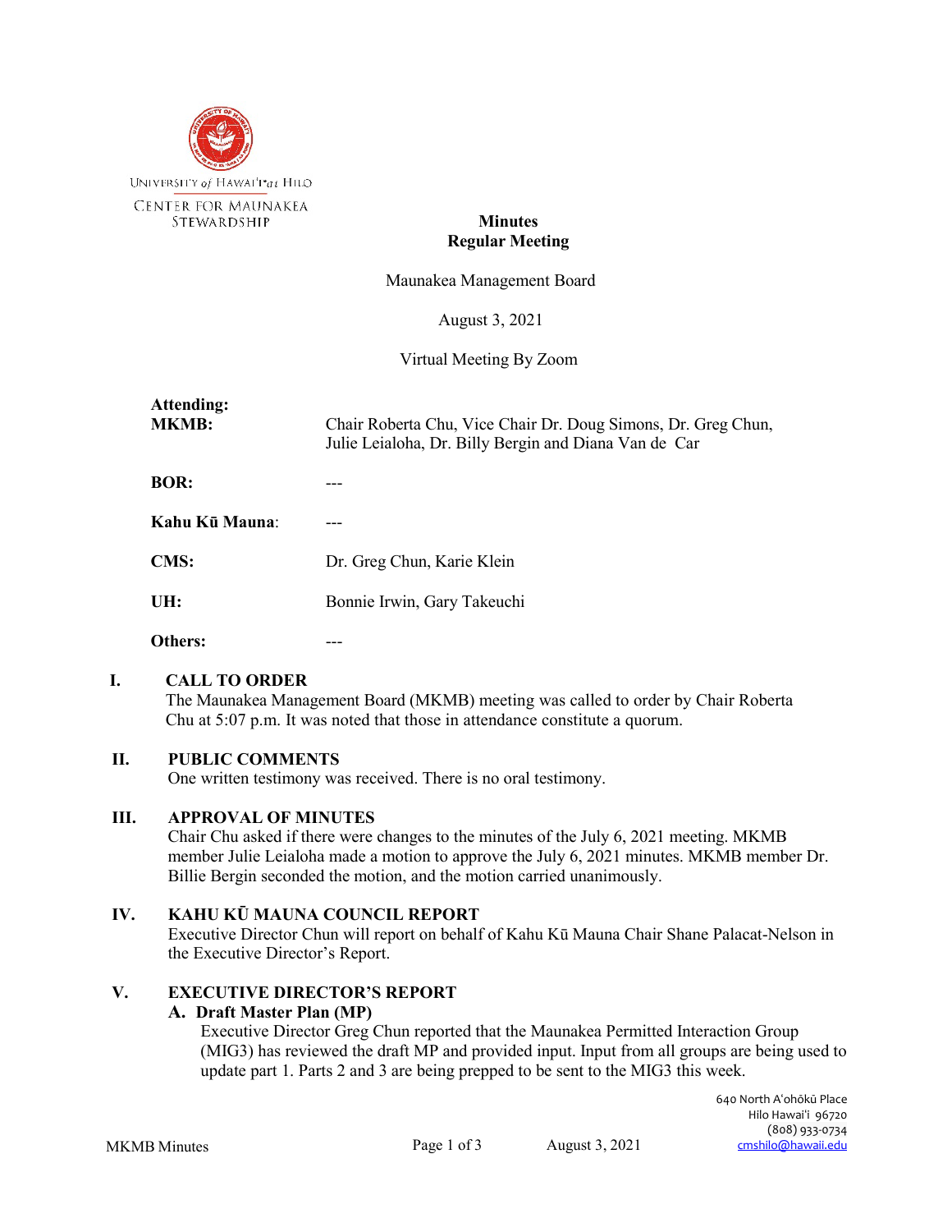University of Hawaiʻi at Hilo
Center for Maunakea Stewardship

**Minutes**
**Regular Meeting**

Maunakea Management Board

August 3, 2021

Virtual Meeting By Zoom

| **Attending:** | |
|---|---|
| **MKMB:** | Chair Roberta Chu, Vice Chair Dr. Doug Simons, Dr. Greg Chun, Julie Leialoha, Dr. Billy Bergin and Diana Van de Car |
| **BOR:** | --- |
| **Kahu Kū Mauna:** | --- |
| **CMS:** | Dr. Greg Chun, Karie Klein |
| **UH:** | Bonnie Irwin, Gary Takeuchi |
| **Others:** | --- |

## I. CALL TO ORDER

The Maunakea Management Board (MKMB) meeting was called to order by Chair Roberta Chu at 5:07 p.m. It was noted that those in attendance constitute a quorum.

## II. PUBLIC COMMENTS

One written testimony was received. There is no oral testimony.

## III. APPROVAL OF MINUTES

Chair Chu asked if there were changes to the minutes of the July 6, 2021 meeting. MKMB member Julie Leialoha made a motion to approve the July 6, 2021 minutes. MKMB member Dr. Billie Bergin seconded the motion, and the motion carried unanimously.

## IV. KAHU KŪ MAUNA COUNCIL REPORT

Executive Director Chun will report on behalf of Kahu Kū Mauna Chair Shane Palacat-Nelson in the Executive Director's Report.

## V. EXECUTIVE DIRECTOR'S REPORT

### A. Draft Master Plan (MP)

Executive Director Greg Chun reported that the Maunakea Permitted Interaction Group (MIG3) has reviewed the draft MP and provided input. Input from all groups are being used to update part 1. Parts 2 and 3 are being prepped to be sent to the MIG3 this week.

640 North Aʻohōkū Place
Hilo Hawaiʻi 96720
(808) 933-0734
cmshilo@hawaii.edu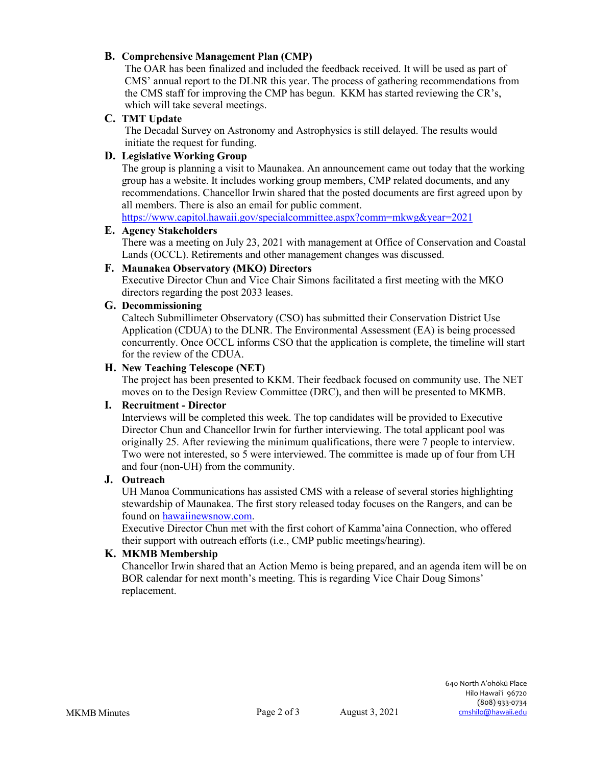**B. Comprehensive Management Plan (CMP)**

The OAR has been finalized and included the feedback received. It will be used as part of CMS' annual report to the DLNR this year. The process of gathering recommendations from the CMS staff for improving the CMP has begun. KKM has started reviewing the CR's, which will take several meetings.

**C. TMT Update**

The Decadal Survey on Astronomy and Astrophysics is still delayed. The results would initiate the request for funding.

**D. Legislative Working Group**

The group is planning a visit to Maunakea. An announcement came out today that the working group has a website. It includes working group members, CMP related documents, and any recommendations. Chancellor Irwin shared that the posted documents are first agreed upon by all members. There is also an email for public comment.
https://www.capitol.hawaii.gov/specialcommittee.aspx?comm=mkwg&year=2021

**E. Agency Stakeholders**

There was a meeting on July 23, 2021 with management at Office of Conservation and Coastal Lands (OCCL). Retirements and other management changes was discussed.

**F. Maunakea Observatory (MKO) Directors**

Executive Director Chun and Vice Chair Simons facilitated a first meeting with the MKO directors regarding the post 2033 leases.

**G. Decommissioning**

Caltech Submillimeter Observatory (CSO) has submitted their Conservation District Use Application (CDUA) to the DLNR. The Environmental Assessment (EA) is being processed concurrently. Once OCCL informs CSO that the application is complete, the timeline will start for the review of the CDUA.

**H. New Teaching Telescope (NET)**

The project has been presented to KKM. Their feedback focused on community use. The NET moves on to the Design Review Committee (DRC), and then will be presented to MKMB.

**I. Recruitment - Director**

Interviews will be completed this week. The top candidates will be provided to Executive Director Chun and Chancellor Irwin for further interviewing. The total applicant pool was originally 25. After reviewing the minimum qualifications, there were 7 people to interview. Two were not interested, so 5 were interviewed. The committee is made up of four from UH and four (non-UH) from the community.

**J. Outreach**

UH Manoa Communications has assisted CMS with a release of several stories highlighting stewardship of Maunakea. The first story released today focuses on the Rangers, and can be found on hawaiinewsnow.com.

Executive Director Chun met with the first cohort of Kamma'aina Connection, who offered their support with outreach efforts (i.e., CMP public meetings/hearing).

**K. MKMB Membership**

Chancellor Irwin shared that an Action Memo is being prepared, and an agenda item will be on BOR calendar for next month's meeting. This is regarding Vice Chair Doug Simons' replacement.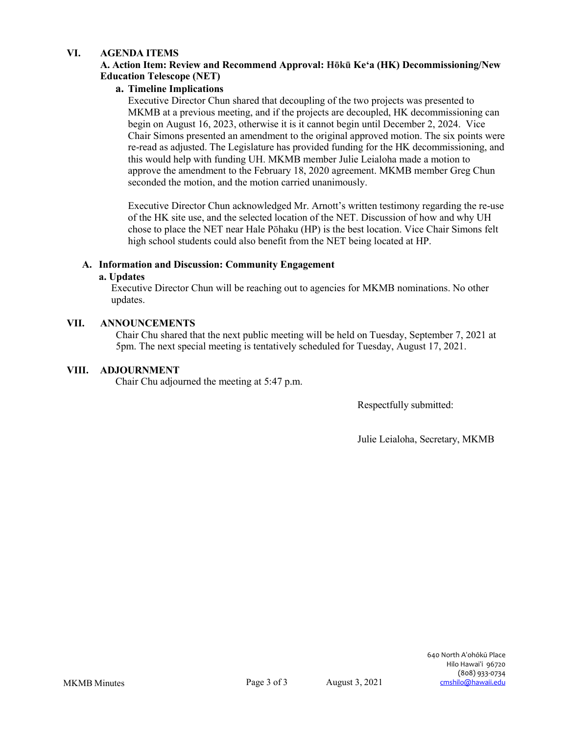## VI. AGENDA ITEMS

### A. Action Item: Review and Recommend Approval: Hōkū Keʻa (HK) Decommissioning/New Education Telescope (NET)

**a. Timeline Implications**

Executive Director Chun shared that decoupling of the two projects was presented to MKMB at a previous meeting, and if the projects are decoupled, HK decommissioning can begin on August 16, 2023, otherwise it is it cannot begin until December 2, 2024. Vice Chair Simons presented an amendment to the original approved motion. The six points were re-read as adjusted. The Legislature has provided funding for the HK decommissioning, and this would help with funding UH. MKMB member Julie Leialoha made a motion to approve the amendment to the February 18, 2020 agreement. MKMB member Greg Chun seconded the motion, and the motion carried unanimously.

Executive Director Chun acknowledged Mr. Arnott's written testimony regarding the re-use of the HK site use, and the selected location of the NET. Discussion of how and why UH chose to place the NET near Hale Pōhaku (HP) is the best location. Vice Chair Simons felt high school students could also benefit from the NET being located at HP.

### A. Information and Discussion: Community Engagement

**a. Updates**

Executive Director Chun will be reaching out to agencies for MKMB nominations. No other updates.

## VII. ANNOUNCEMENTS

Chair Chu shared that the next public meeting will be held on Tuesday, September 7, 2021 at 5pm. The next special meeting is tentatively scheduled for Tuesday, August 17, 2021.

## VIII. ADJOURNMENT

Chair Chu adjourned the meeting at 5:47 p.m.

Respectfully submitted:

Julie Leialoha, Secretary, MKMB